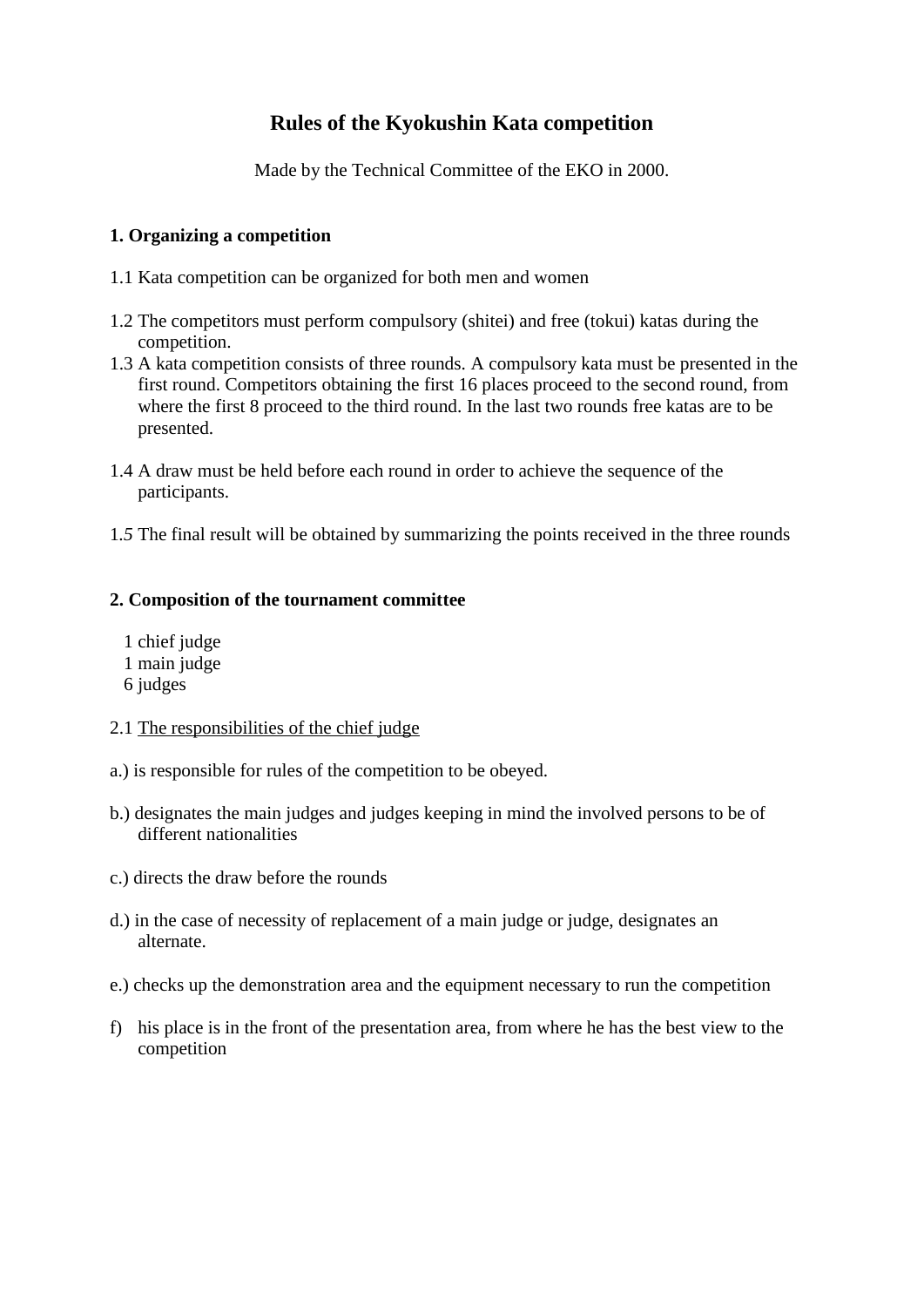# Rules of the Kyokushin Kata competition

Made by the Technical Committee of the EKO in 2000.

## 1. Organizing a competition

1.1 Kata competition can be organized for both men and women

1.2 The competitors must perform compulsory (shitei) and free (tokui) katas during the competition.

1.3 A kata competition consists of three rounds. A compulsory kata must be presented in the first round. Competitors obtaining the first 16 places proceed to the second round, from where the first 8 proceed to the third round. In the last two rounds free katas are to be presented.

1.4 A draw must be held before each round in order to achieve the sequence of the participants.

1.5 The final result will be obtained by summarizing the points received in the three rounds

## 2. Composition of the tournament committee

1 chief judge
1 main judge
6 judges

2.1 <u>The responsibilities of the chief judge</u>

a.) is responsible for rules of the competition to be obeyed.

b.) designates the main judges and judges keeping in mind the involved persons to be of different nationalities

c.) directs the draw before the rounds

d.) in the case of necessity of replacement of a main judge or judge, designates an alternate.

e.) checks up the demonstration area and the equipment necessary to run the competition

f) his place is in the front of the presentation area, from where he has the best view to the competition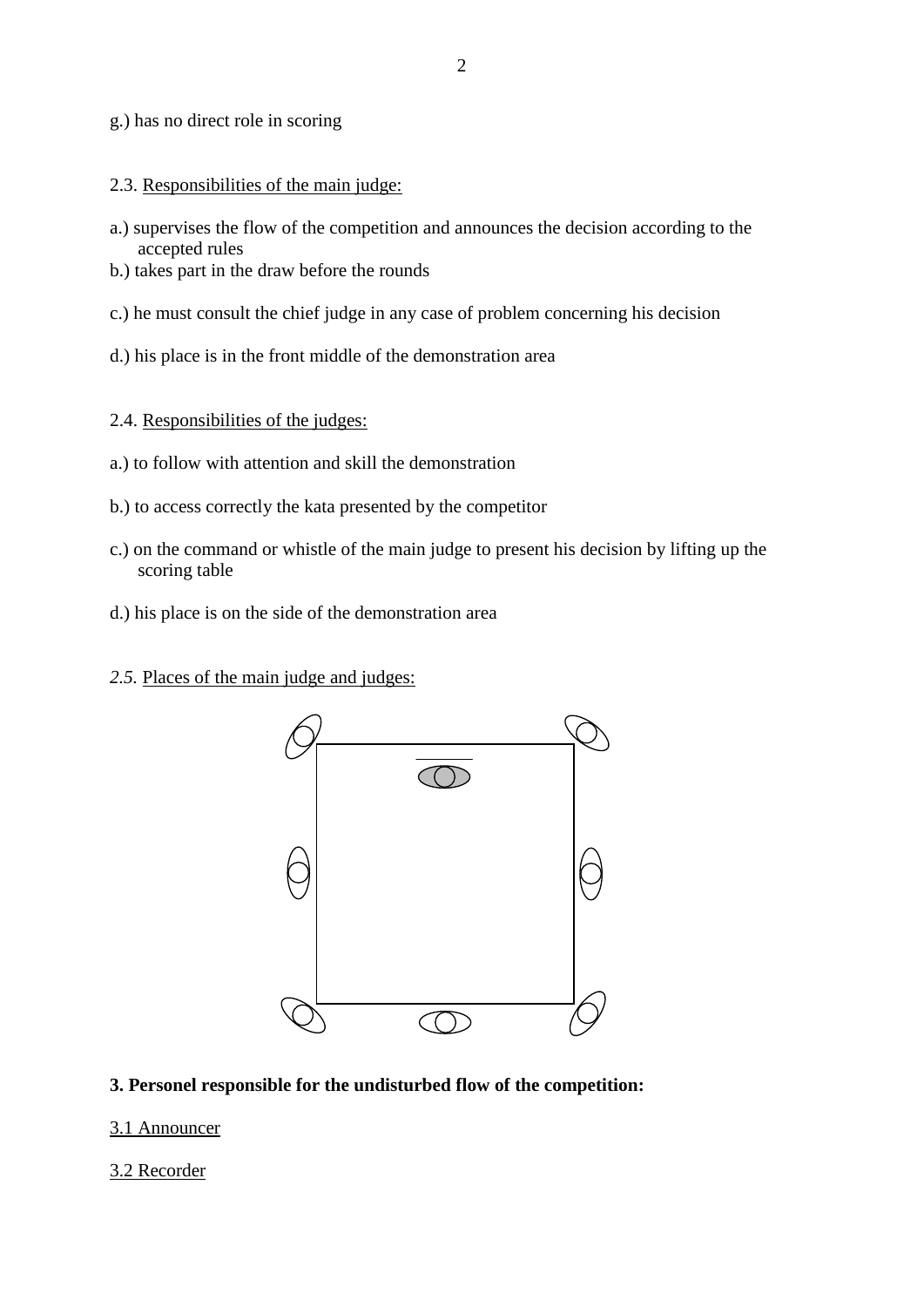g.) has no direct role in scoring

2.3. Responsibilities of the main judge:

a.) supervises the flow of the competition and announces the decision according to the accepted rules
b.) takes part in the draw before the rounds

c.) he must consult the chief judge in any case of problem concerning his decision

d.) his place is in the front middle of the demonstration area

2.4. Responsibilities of the judges:

a.) to follow with attention and skill the demonstration

b.) to access correctly the kata presented by the competitor

c.) on the command or whistle of the main judge to present his decision by lifting up the scoring table

d.) his place is on the side of the demonstration area

*2.5.* Places of the main judge and judges:

**3. Personel responsible for the undisturbed flow of the competition:**

3.1 Announcer

3.2 Recorder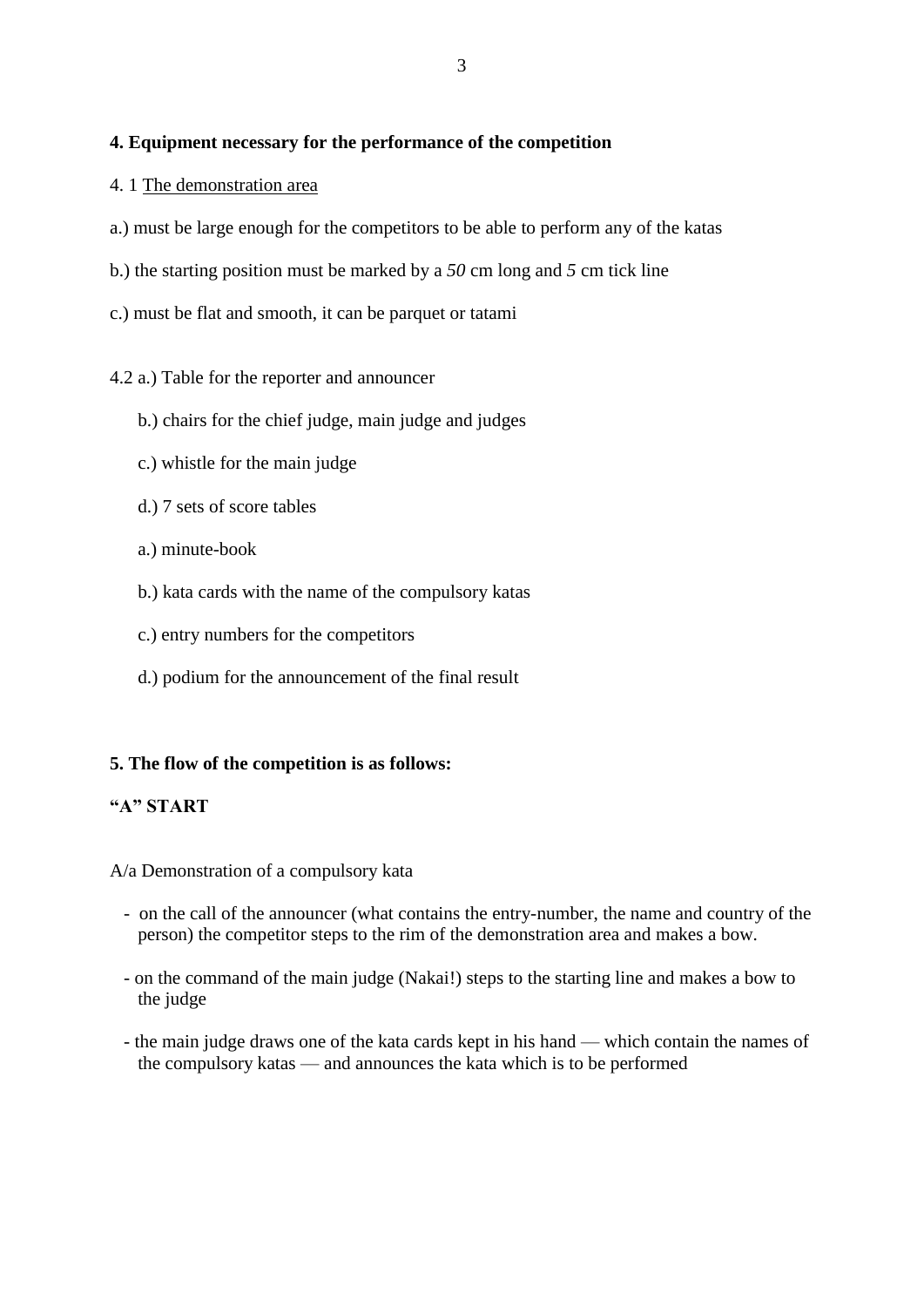**4. Equipment necessary for the performance of the competition**

4. 1 <u>The demonstration area</u>

a.) must be large enough for the competitors to be able to perform any of the katas

b.) the starting position must be marked by a *50* cm long and *5* cm tick line

c.) must be flat and smooth, it can be parquet or tatami

4.2 a.) Table for the reporter and announcer

b.) chairs for the chief judge, main judge and judges

c.) whistle for the main judge

d.) 7 sets of score tables

a.) minute-book

b.) kata cards with the name of the compulsory katas

c.) entry numbers for the competitors

d.) podium for the announcement of the final result

**5. The flow of the competition is as follows:**

**"A" START**

A/a Demonstration of a compulsory kata

- on the call of the announcer (what contains the entry-number, the name and country of the person) the competitor steps to the rim of the demonstration area and makes a bow.
- on the command of the main judge (Nakai!) steps to the starting line and makes a bow to the judge
- the main judge draws one of the kata cards kept in his hand — which contain the names of the compulsory katas — and announces the kata which is to be performed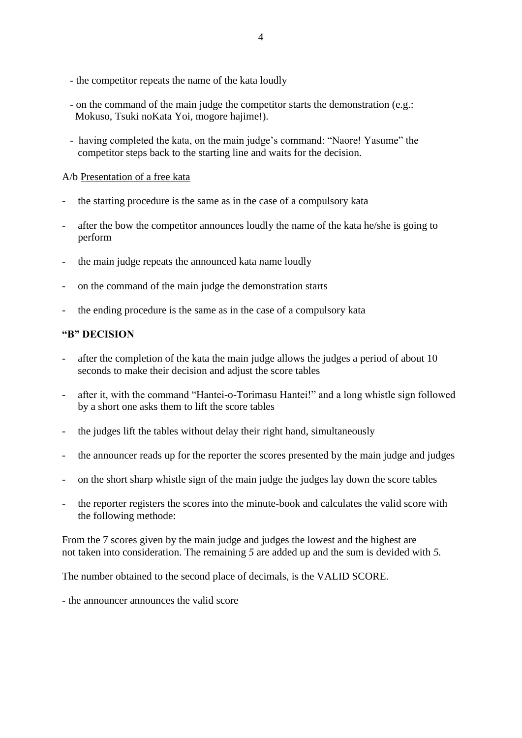- the competitor repeats the name of the kata loudly

- on the command of the main judge the competitor starts the demonstration (e.g.: Mokuso, Tsuki noKata Yoi, mogore hajime!).

- having completed the kata, on the main judge's command: "Naore! Yasume" the competitor steps back to the starting line and waits for the decision.

A/b Presentation of a free kata

- the starting procedure is the same as in the case of a compulsory kata
- after the bow the competitor announces loudly the name of the kata he/she is going to perform
- the main judge repeats the announced kata name loudly
- on the command of the main judge the demonstration starts
- the ending procedure is the same as in the case of a compulsory kata

**"B" DECISION**

- after the completion of the kata the main judge allows the judges a period of about 10 seconds to make their decision and adjust the score tables
- after it, with the command "Hantei-o-Torimasu Hantei!" and a long whistle sign followed by a short one asks them to lift the score tables
- the judges lift the tables without delay their right hand, simultaneously
- the announcer reads up for the reporter the scores presented by the main judge and judges
- on the short sharp whistle sign of the main judge the judges lay down the score tables
- the reporter registers the scores into the minute-book and calculates the valid score with the following methode:

From the 7 scores given by the main judge and judges the lowest and the highest are not taken into consideration. The remaining *5* are added up and the sum is devided with *5.*

The number obtained to the second place of decimals, is the VALID SCORE.

- the announcer announces the valid score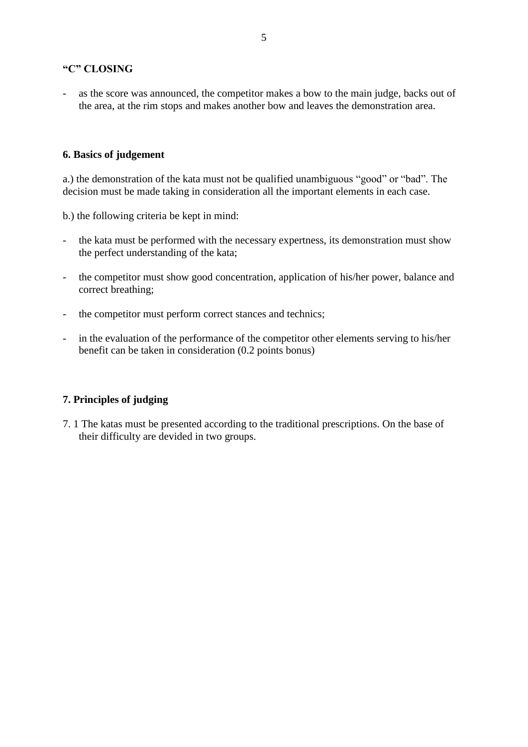**"C" CLOSING**

- as the score was announced, the competitor makes a bow to the main judge, backs out of the area, at the rim stops and makes another bow and leaves the demonstration area.

**6. Basics of judgement**

a.) the demonstration of the kata must not be qualified unambiguous "good" or "bad". The decision must be made taking in consideration all the important elements in each case.

b.) the following criteria be kept in mind:

- the kata must be performed with the necessary expertness, its demonstration must show the perfect understanding of the kata;
- the competitor must show good concentration, application of his/her power, balance and correct breathing;
- the competitor must perform correct stances and technics;
- in the evaluation of the performance of the competitor other elements serving to his/her benefit can be taken in consideration (0.2 points bonus)

**7. Principles of judging**

7. 1 The katas must be presented according to the traditional prescriptions. On the base of their difficulty are devided in two groups.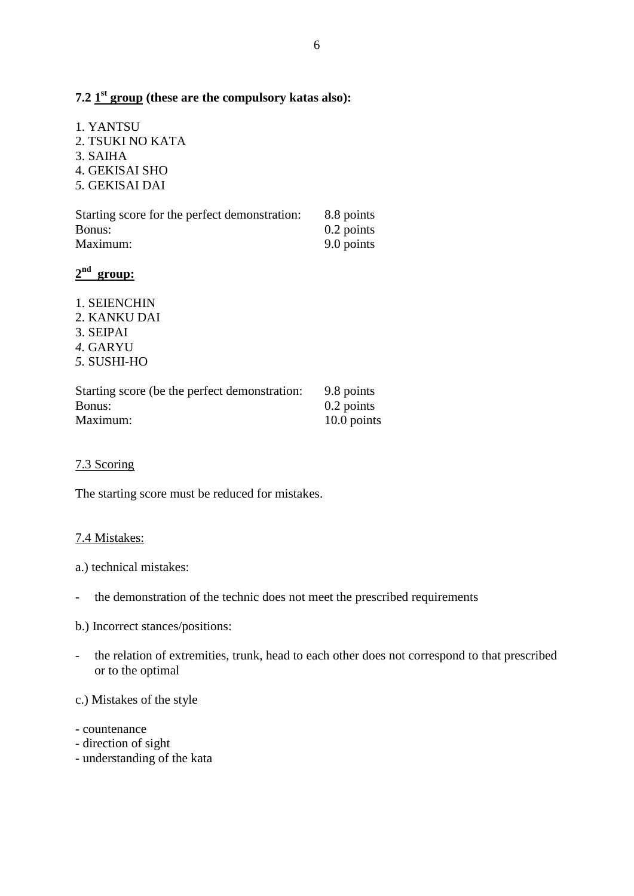### 7.2 1st group (these are the compulsory katas also):

1. YANTSU
2. TSUKI NO KATA
3. SAIHA
4. GEKISAI SHO
5. GEKISAI DAI

| | |
|---|---|
| Starting score for the perfect demonstration: | 8.8 points |
| Bonus: | 0.2 points |
| Maximum: | 9.0 points |

### 2nd group:

1. SEIENCHIN
2. KANKU DAI
3. SEIPAI
4. GARYU
5. SUSHI-HO

| | |
|---|---|
| Starting score (be the perfect demonstration: | 9.8 points |
| Bonus: | 0.2 points |
| Maximum: | 10.0 points |

### 7.3 Scoring

The starting score must be reduced for mistakes.

### 7.4 Mistakes:

a.) technical mistakes:

- the demonstration of the technic does not meet the prescribed requirements

b.) Incorrect stances/positions:

- the relation of extremities, trunk, head to each other does not correspond to that prescribed or to the optimal

c.) Mistakes of the style

- countenance
- direction of sight
- understanding of the kata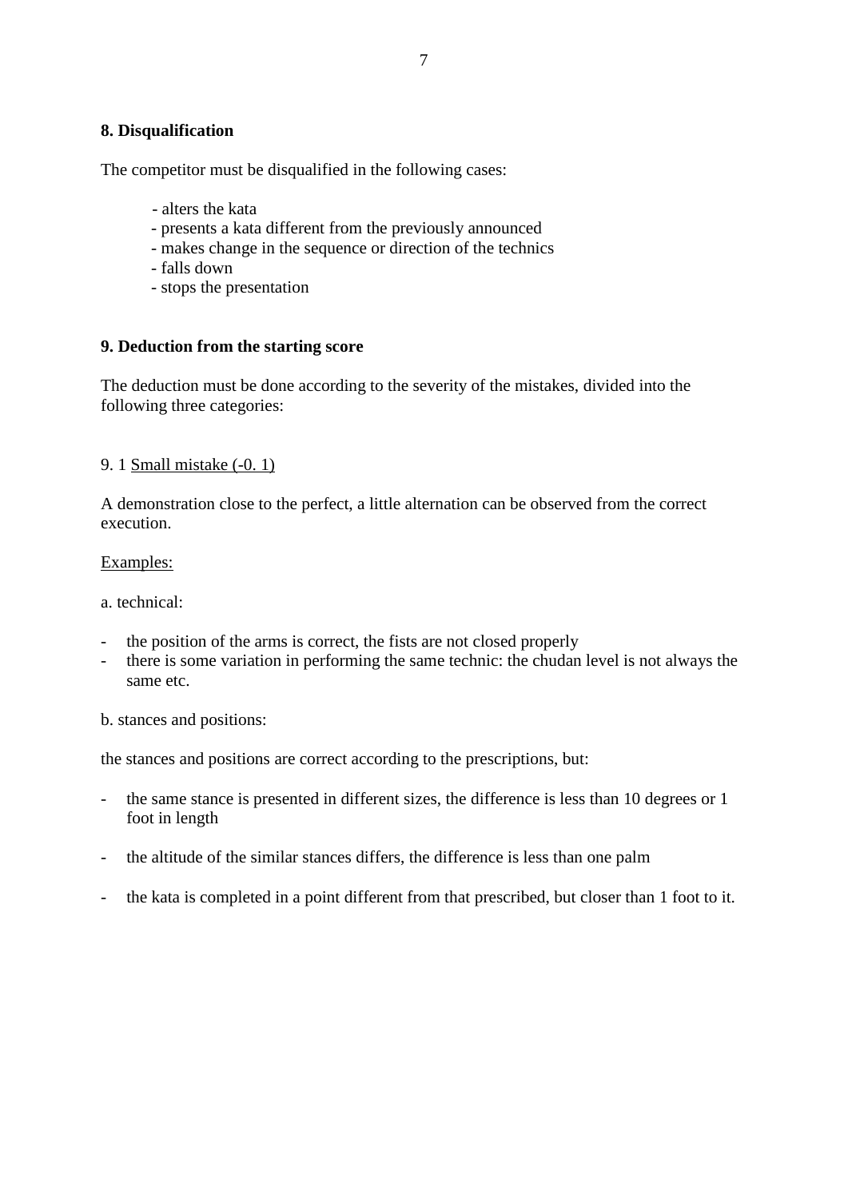## 8. Disqualification

The competitor must be disqualified in the following cases:

- alters the kata
- presents a kata different from the previously announced
- makes change in the sequence or direction of the technics
- falls down
- stops the presentation

## 9. Deduction from the starting score

The deduction must be done according to the severity of the mistakes, divided into the following three categories:

9. 1 <u>Small mistake (-0. 1)</u>

A demonstration close to the perfect, a little alternation can be observed from the correct execution.

<u>Examples:</u>

a. technical:

- the position of the arms is correct, the fists are not closed properly
- there is some variation in performing the same technic: the chudan level is not always the same etc.

b. stances and positions:

the stances and positions are correct according to the prescriptions, but:

- the same stance is presented in different sizes, the difference is less than 10 degrees or 1 foot in length
- the altitude of the similar stances differs, the difference is less than one palm
- the kata is completed in a point different from that prescribed, but closer than 1 foot to it.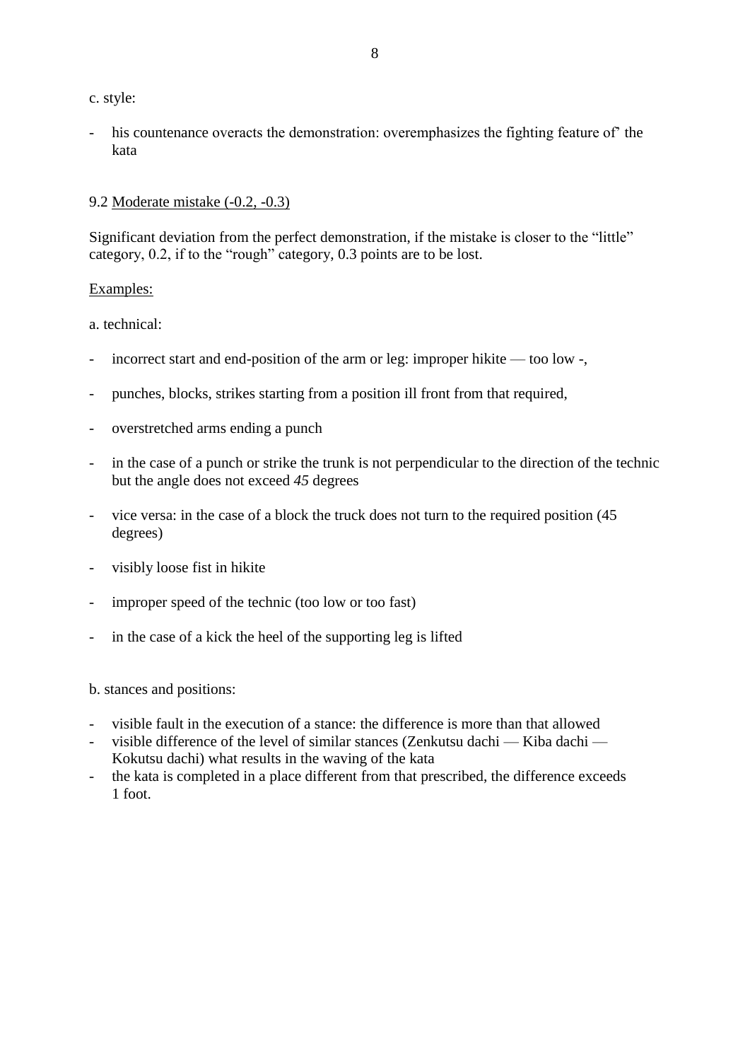c. style:

- his countenance overacts the demonstration: overemphasizes the fighting feature of' the kata

9.2 <u>Moderate mistake (-0.2, -0.3)</u>

Significant deviation from the perfect demonstration, if the mistake is closer to the "little" category, 0.2, if to the "rough" category, 0.3 points are to be lost.

<u>Examples:</u>

a. technical:

- incorrect start and end-position of the arm or leg: improper hikite — too low -,
- punches, blocks, strikes starting from a position ill front from that required,
- overstretched arms ending a punch
- in the case of a punch or strike the trunk is not perpendicular to the direction of the technic but the angle does not exceed *45* degrees
- vice versa: in the case of a block the truck does not turn to the required position (45 degrees)
- visibly loose fist in hikite
- improper speed of the technic (too low or too fast)
- in the case of a kick the heel of the supporting leg is lifted

b. stances and positions:

- visible fault in the execution of a stance: the difference is more than that allowed
- visible difference of the level of similar stances (Zenkutsu dachi — Kiba dachi — Kokutsu dachi) what results in the waving of the kata
- the kata is completed in a place different from that prescribed, the difference exceeds 1 foot.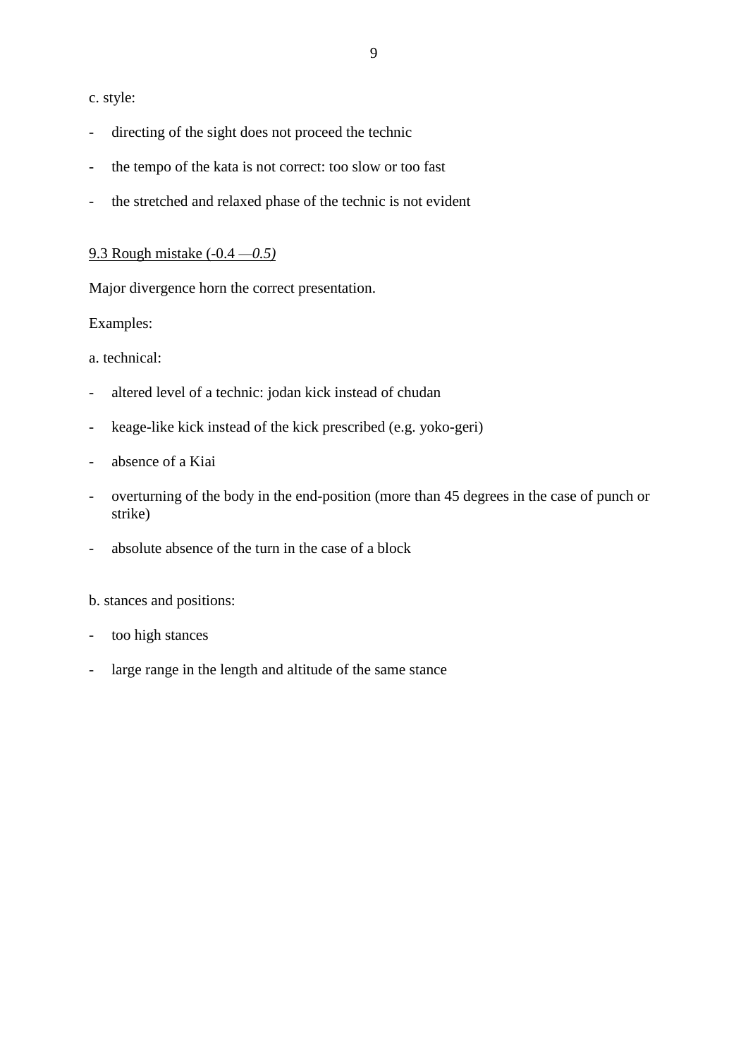c. style:

- directing of the sight does not proceed the technic
- the tempo of the kata is not correct: too slow or too fast
- the stretched and relaxed phase of the technic is not evident

<u>9.3 Rough mistake (-0.4 *—0.5)*</u>

Major divergence horn the correct presentation.

Examples:

a. technical:

- altered level of a technic: jodan kick instead of chudan
- keage-like kick instead of the kick prescribed (e.g. yoko-geri)
- absence of a Kiai
- overturning of the body in the end-position (more than 45 degrees in the case of punch or strike)
- absolute absence of the turn in the case of a block

b. stances and positions:

- too high stances
- large range in the length and altitude of the same stance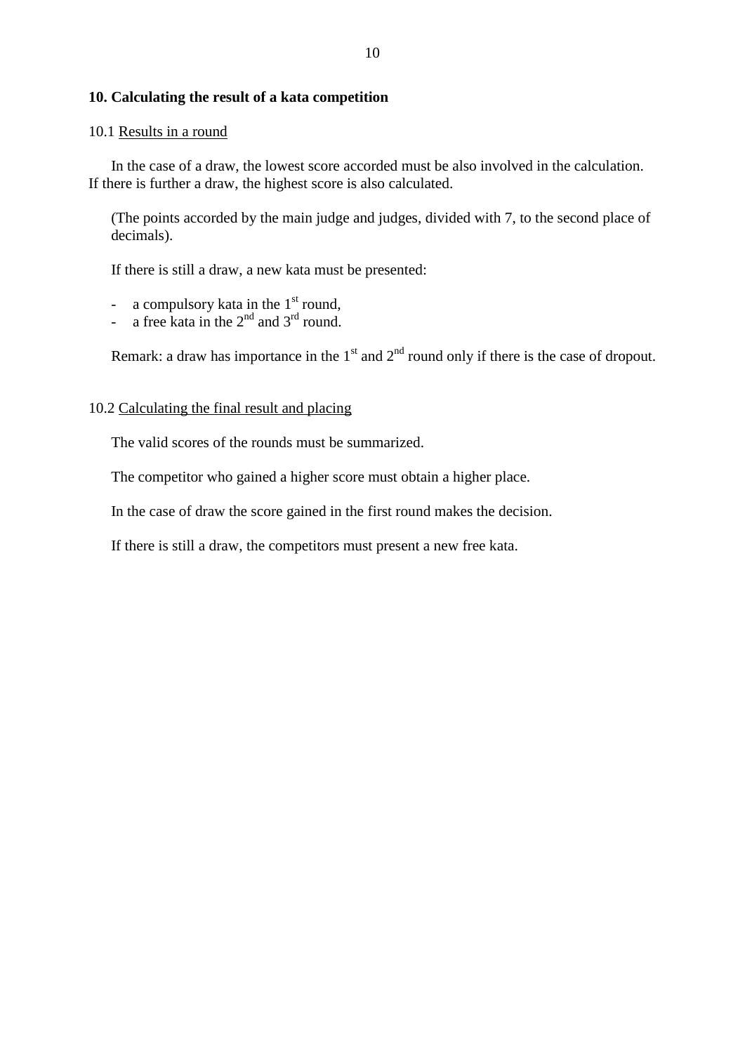## 10. Calculating the result of a kata competition

### 10.1 Results in a round

In the case of a draw, the lowest score accorded must be also involved in the calculation. If there is further a draw, the highest score is also calculated.

(The points accorded by the main judge and judges, divided with 7, to the second place of decimals).

If there is still a draw, a new kata must be presented:

- a compulsory kata in the 1st round,
- a free kata in the 2nd and 3rd round.

Remark: a draw has importance in the 1st and 2nd round only if there is the case of dropout.

### 10.2 Calculating the final result and placing

The valid scores of the rounds must be summarized.

The competitor who gained a higher score must obtain a higher place.

In the case of draw the score gained in the first round makes the decision.

If there is still a draw, the competitors must present a new free kata.